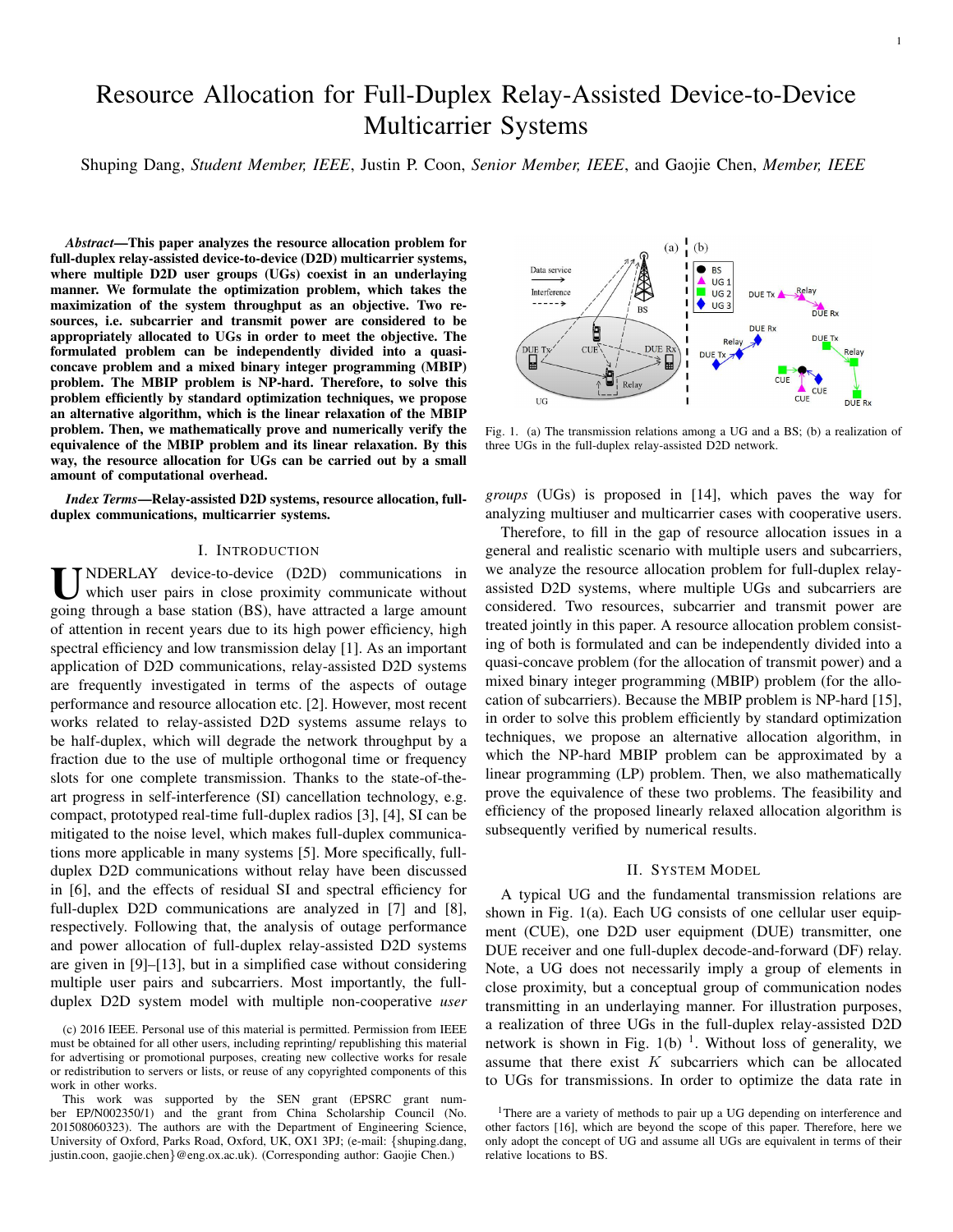# Resource Allocation for Full-Duplex Relay-Assisted Device-to-Device Multicarrier Systems

Shuping Dang, *Student Member, IEEE*, Justin P. Coon, *Senior Member, IEEE*, and Gaojie Chen, *Member, IEEE*

***Abstract*—This paper analyzes the resource allocation problem for full-duplex relay-assisted device-to-device (D2D) multicarrier systems, where multiple D2D user groups (UGs) coexist in an underlaying manner. We formulate the optimization problem, which takes the maximization of the system throughput as an objective. Two resources, i.e. subcarrier and transmit power are considered to be appropriately allocated to UGs in order to meet the objective. The formulated problem can be independently divided into a quasi-concave problem and a mixed binary integer programming (MBIP) problem. The MBIP problem is NP-hard. Therefore, to solve this problem efficiently by standard optimization techniques, we propose an alternative algorithm, which is the linear relaxation of the MBIP problem. Then, we mathematically prove and numerically verify the equivalence of the MBIP problem and its linear relaxation. By this way, the resource allocation for UGs can be carried out by a small amount of computational overhead.**

***Index Terms*—Relay-assisted D2D systems, resource allocation, full-duplex communications, multicarrier systems.**

## I. Introduction

Underlay device-to-device (D2D) communications in which user pairs in close proximity communicate without going through a base station (BS), have attracted a large amount of attention in recent years due to its high power efficiency, high spectral efficiency and low transmission delay [1]. As an important application of D2D communications, relay-assisted D2D systems are frequently investigated in terms of the aspects of outage performance and resource allocation etc. [2]. However, most recent works related to relay-assisted D2D systems assume relays to be half-duplex, which will degrade the network throughput by a fraction due to the use of multiple orthogonal time or frequency slots for one complete transmission. Thanks to the state-of-the-art progress in self-interference (SI) cancellation technology, e.g. compact, prototyped real-time full-duplex radios [3], [4], SI can be mitigated to the noise level, which makes full-duplex communications more applicable in many systems [5]. More specifically, full-duplex D2D communications without relay have been discussed in [6], and the effects of residual SI and spectral efficiency for full-duplex D2D communications are analyzed in [7] and [8], respectively. Following that, the analysis of outage performance and power allocation of full-duplex relay-assisted D2D systems are given in [9]–[13], but in a simplified case without considering multiple user pairs and subcarriers. Most importantly, the full-duplex D2D system model with multiple non-cooperative *user groups* (UGs) is proposed in [14], which paves the way for analyzing multiuser and multicarrier cases with cooperative users.

Therefore, to fill in the gap of resource allocation issues in a general and realistic scenario with multiple users and subcarriers, we analyze the resource allocation problem for full-duplex relay-assisted D2D systems, where multiple UGs and subcarriers are considered. Two resources, subcarrier and transmit power are treated jointly in this paper. A resource allocation problem consisting of both is formulated and can be independently divided into a quasi-concave problem (for the allocation of transmit power) and a mixed binary integer programming (MBIP) problem (for the allocation of subcarriers). Because the MBIP problem is NP-hard [15], in order to solve this problem efficiently by standard optimization techniques, we propose an alternative allocation algorithm, in which the NP-hard MBIP problem can be approximated by a linear programming (LP) problem. Then, we also mathematically prove the equivalence of these two problems. The feasibility and efficiency of the proposed linearly relaxed allocation algorithm is subsequently verified by numerical results.

Fig. 1. (a) The transmission relations among a UG and a BS; (b) a realization of three UGs in the full-duplex relay-assisted D2D network.

## II. System Model

A typical UG and the fundamental transmission relations are shown in Fig. 1(a). Each UG consists of one cellular user equipment (CUE), one D2D user equipment (DUE) transmitter, one DUE receiver and one full-duplex decode-and-forward (DF) relay. Note, a UG does not necessarily imply a group of elements in close proximity, but a conceptual group of communication nodes transmitting in an underlaying manner. For illustration purposes, a realization of three UGs in the full-duplex relay-assisted D2D network is shown in Fig. 1(b) [1]. Without loss of generality, we assume that there exist $K$ subcarriers which can be allocated to UGs for transmissions. In order to optimize the data rate in

(c) 2016 IEEE. Personal use of this material is permitted. Permission from IEEE must be obtained for all other users, including reprinting/ republishing this material for advertising or promotional purposes, creating new collective works for resale or redistribution to servers or lists, or reuse of any copyrighted components of this work in other works.

This work was supported by the SEN grant (EPSRC grant number EP/N002350/1) and the grant from China Scholarship Council (No. 201508060323). The authors are with the Department of Engineering Science, University of Oxford, Parks Road, Oxford, UK, OX1 3PJ; (e-mail: {shuping.dang, justin.coon, gaojie.chen}@eng.ox.ac.uk). (Corresponding author: Gaojie Chen.)

[1] There are a variety of methods to pair up a UG depending on interference and other factors [16], which are beyond the scope of this paper. Therefore, here we only adopt the concept of UG and assume all UGs are equivalent in terms of their relative locations to BS.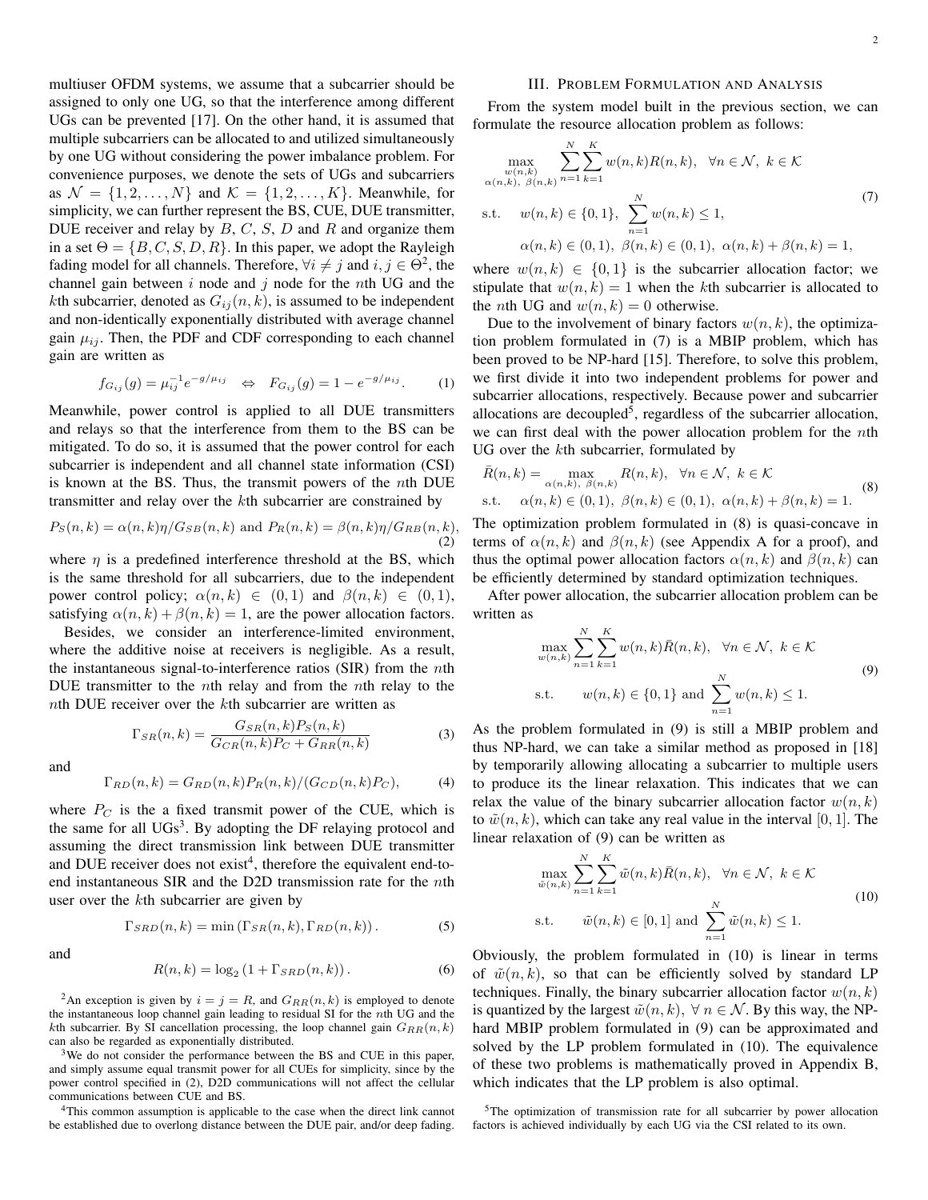multiuser OFDM systems, we assume that a subcarrier should be assigned to only one UG, so that the interference among different UGs can be prevented [17]. On the other hand, it is assumed that multiple subcarriers can be allocated to and utilized simultaneously by one UG without considering the power imbalance problem. For convenience purposes, we denote the sets of UGs and subcarriers as $\mathcal{N} = \{1, 2, \ldots, N\}$ and $\mathcal{K} = \{1, 2, \ldots, K\}$. Meanwhile, for simplicity, we can further represent the BS, CUE, DUE transmitter, DUE receiver and relay by $B$, $C$, $S$, $D$ and $R$ and organize them in a set $\Theta = \{B, C, S, D, R\}$. In this paper, we adopt the Rayleigh fading model for all channels. Therefore, $\forall i \neq j$ and $i, j \in \Theta^2$, the channel gain between $i$ node and $j$ node for the $n$th UG and the $k$th subcarrier, denoted as $G_{ij}(n,k)$, is assumed to be independent and non-identically exponentially distributed with average channel gain $\mu_{ij}$. Then, the PDF and CDF corresponding to each channel gain are written as

$$f_{G_{ij}}(g) = \mu_{ij}^{-1} e^{-g/\mu_{ij}} \quad \Leftrightarrow \quad F_{G_{ij}}(g) = 1 - e^{-g/\mu_{ij}}. \tag{1}$$

Meanwhile, power control is applied to all DUE transmitters and relays so that the interference from them to the BS can be mitigated. To do so, it is assumed that the power control for each subcarrier is independent and all channel state information (CSI) is known at the BS. Thus, the transmit powers of the $n$th DUE transmitter and relay over the $k$th subcarrier are constrained by

$$P_S(n,k) = \alpha(n,k)\eta / G_{SB}(n,k) \text{ and } P_R(n,k) = \beta(n,k)\eta / G_{RB}(n,k), \tag{2}$$

where $\eta$ is a predefined interference threshold at the BS, which is the same threshold for all subcarriers, due to the independent power control policy; $\alpha(n,k) \in (0,1)$ and $\beta(n,k) \in (0,1)$, satisfying $\alpha(n,k) + \beta(n,k) = 1$, are the power allocation factors.

Besides, we consider an interference-limited environment, where the additive noise at receivers is negligible. As a result, the instantaneous signal-to-interference ratios (SIR) from the $n$th DUE transmitter to the $n$th relay and from the $n$th relay to the $n$th DUE receiver over the $k$th subcarrier are written as

$$\Gamma_{SR}(n,k) = \frac{G_{SR}(n,k) P_S(n,k)}{G_{CR}(n,k) P_C + G_{RR}(n,k)} \tag{3}$$

and

$$\Gamma_{RD}(n,k) = G_{RD}(n,k) P_R(n,k) / (G_{CD}(n,k) P_C), \tag{4}$$

where $P_C$ is the a fixed transmit power of the CUE, which is the same for all UGs[3]. By adopting the DF relaying protocol and assuming the direct transmission link between DUE transmitter and DUE receiver does not exist[4], therefore the equivalent end-to-end instantaneous SIR and the D2D transmission rate for the $n$th user over the $k$th subcarrier are given by

$$\Gamma_{SRD}(n,k) = \min\left(\Gamma_{SR}(n,k), \Gamma_{RD}(n,k)\right). \tag{5}$$

and

$$R(n,k) = \log_2\left(1 + \Gamma_{SRD}(n,k)\right). \tag{6}$$

[2]An exception is given by $i = j = R$, and $G_{RR}(n,k)$ is employed to denote the instantaneous loop channel gain leading to residual SI for the $n$th UG and the $k$th subcarrier. By SI cancellation processing, the loop channel gain $G_{RR}(n,k)$ can also be regarded as exponentially distributed.

[3]We do not consider the performance between the BS and CUE in this paper, and simply assume equal transmit power for all CUEs for simplicity, since by the power control specified in (2), D2D communications will not affect the cellular communications between CUE and BS.

[4]This common assumption is applicable to the case when the direct link cannot be established due to overlong distance between the DUE pair, and/or deep fading.

## III. Problem Formulation and Analysis

From the system model built in the previous section, we can formulate the resource allocation problem as follows:

$$\begin{aligned}
&\max_{\substack{w(n,k) \\ \alpha(n,k),\ \beta(n,k)}} \sum_{n=1}^{N} \sum_{k=1}^{K} w(n,k) R(n,k), \quad \forall n \in \mathcal{N},\ k \in \mathcal{K} \\
&\text{s.t.} \quad w(n,k) \in \{0,1\},\ \sum_{n=1}^{N} w(n,k) \leq 1, \\
&\qquad \alpha(n,k) \in (0,1),\ \beta(n,k) \in (0,1),\ \alpha(n,k) + \beta(n,k) = 1,
\end{aligned} \tag{7}$$

where $w(n,k) \in \{0,1\}$ is the subcarrier allocation factor; we stipulate that $w(n,k) = 1$ when the $k$th subcarrier is allocated to the $n$th UG and $w(n,k) = 0$ otherwise.

Due to the involvement of binary factors $w(n,k)$, the optimization problem formulated in (7) is a MBIP problem, which has been proved to be NP-hard [15]. Therefore, to solve this problem, we first divide it into two independent problems for power and subcarrier allocations, respectively. Because power and subcarrier allocations are decoupled[5], regardless of the subcarrier allocation, we can first deal with the power allocation problem for the $n$th UG over the $k$th subcarrier, formulated by

$$\begin{aligned}
&\bar{R}(n,k) = \max_{\alpha(n,k),\ \beta(n,k)} R(n,k), \quad \forall n \in \mathcal{N},\ k \in \mathcal{K} \\
&\text{s.t.} \quad \alpha(n,k) \in (0,1),\ \beta(n,k) \in (0,1),\ \alpha(n,k) + \beta(n,k) = 1.
\end{aligned} \tag{8}$$

The optimization problem formulated in (8) is quasi-concave in terms of $\alpha(n,k)$ and $\beta(n,k)$ (see Appendix A for a proof), and thus the optimal power allocation factors $\alpha(n,k)$ and $\beta(n,k)$ can be efficiently determined by standard optimization techniques.

After power allocation, the subcarrier allocation problem can be written as

$$\begin{aligned}
&\max_{w(n,k)} \sum_{n=1}^{N} \sum_{k=1}^{K} w(n,k) \bar{R}(n,k), \quad \forall n \in \mathcal{N},\ k \in \mathcal{K} \\
&\text{s.t.} \qquad w(n,k) \in \{0,1\} \text{ and } \sum_{n=1}^{N} w(n,k) \leq 1.
\end{aligned} \tag{9}$$

As the problem formulated in (9) is still a MBIP problem and thus NP-hard, we can take a similar method as proposed in [18] by temporarily allowing allocating a subcarrier to multiple users to produce its the linear relaxation. This indicates that we can relax the value of the binary subcarrier allocation factor $w(n,k)$ to $\tilde{w}(n,k)$, which can take any real value in the interval $[0,1]$. The linear relaxation of (9) can be written as

$$\begin{aligned}
&\max_{\tilde{w}(n,k)} \sum_{n=1}^{N} \sum_{k=1}^{K} \tilde{w}(n,k) \bar{R}(n,k), \quad \forall n \in \mathcal{N},\ k \in \mathcal{K} \\
&\text{s.t.} \qquad \tilde{w}(n,k) \in [0,1] \text{ and } \sum_{n=1}^{N} \tilde{w}(n,k) \leq 1.
\end{aligned} \tag{10}$$

Obviously, the problem formulated in (10) is linear in terms of $\tilde{w}(n,k)$, so that can be efficiently solved by standard LP techniques. Finally, the binary subcarrier allocation factor $w(n,k)$ is quantized by the largest $\tilde{w}(n,k),\ \forall\, n \in \mathcal{N}$. By this way, the NP-hard MBIP problem formulated in (9) can be approximated and solved by the LP problem formulated in (10). The equivalence of these two problems is mathematically proved in Appendix B, which indicates that the LP problem is also optimal.

[5]The optimization of transmission rate for all subcarrier by power allocation factors is achieved individually by each UG via the CSI related to its own.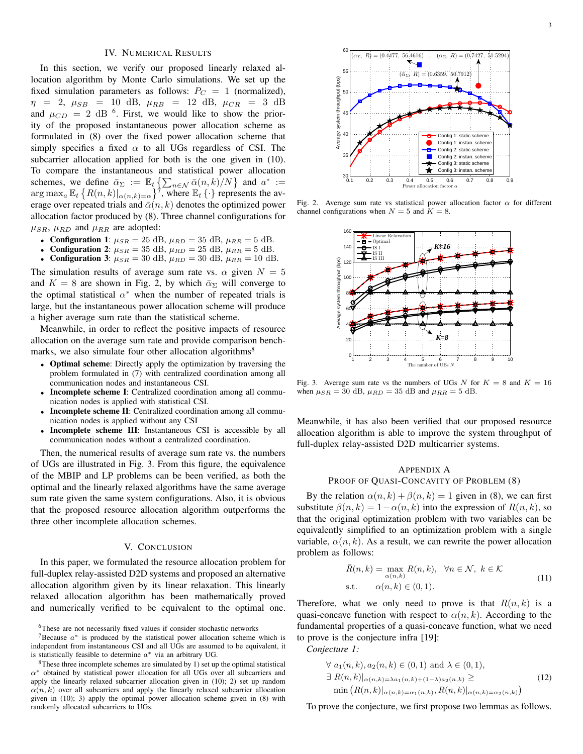## IV. Numerical Results

In this section, we verify our proposed linearly relaxed allocation algorithm by Monte Carlo simulations. We set up the fixed simulation parameters as follows: $P_C = 1$ (normalized), $\eta = 2$, $\mu_{SB} = 10$ dB, $\mu_{RB} = 12$ dB, $\mu_{CR} = 3$ dB and $\mu_{CD} = 2$ dB [6]. First, we would like to show the priority of the proposed instantaneous power allocation scheme as formulated in (8) over the fixed power allocation scheme that simply specifies a fixed $\alpha$ to all UGs regardless of CSI. The subcarrier allocation applied for both is the one given in (10). To compare the instantaneous and statistical power allocation schemes, we define $\bar{\alpha}_\Sigma := \mathbb{E}_t\left\{\sum_{n\in\mathcal{N}} \bar{\alpha}(n,k)/N\right\}$ and $a^* := \arg\max_a \mathbb{E}_t\left\{R(n,k)|_{\alpha(n,k)=\alpha}\right\}$[7], where $\mathbb{E}_t\{\cdot\}$ represents the average over repeated trials and $\bar{\alpha}(n,k)$ denotes the optimized power allocation factor produced by (8). Three channel configurations for $\mu_{SR}$, $\mu_{RD}$ and $\mu_{RR}$ are adopted:

- **Configuration 1**: $\mu_{SR} = 25$ dB, $\mu_{RD} = 35$ dB, $\mu_{RR} = 5$ dB.
- **Configuration 2**: $\mu_{SR} = 35$ dB, $\mu_{RD} = 25$ dB, $\mu_{RR} = 5$ dB.
- **Configuration 3**: $\mu_{SR} = 30$ dB, $\mu_{RD} = 30$ dB, $\mu_{RR} = 10$ dB.

The simulation results of average sum rate vs. $\alpha$ given $N = 5$ and $K = 8$ are shown in Fig. 2, by which $\bar{\alpha}_\Sigma$ will converge to the optimal statistical $\alpha^*$ when the number of repeated trials is large, but the instantaneous power allocation scheme will produce a higher average sum rate than the statistical scheme.

Meanwhile, in order to reflect the positive impacts of resource allocation on the average sum rate and provide comparison benchmarks, we also simulate four other allocation algorithms[8]

- **Optimal scheme**: Directly apply the optimization by traversing the problem formulated in (7) with centralized coordination among all communication nodes and instantaneous CSI.
- **Incomplete scheme I**: Centralized coordination among all communication nodes is applied with statistical CSI.
- **Incomplete scheme II**: Centralized coordination among all communication nodes is applied without any CSI
- **Incomplete scheme III**: Instantaneous CSI is accessible by all communication nodes without a centralized coordination.

Then, the numerical results of average sum rate vs. the numbers of UGs are illustrated in Fig. 3. From this figure, the equivalence of the MBIP and LP problems can be been verified, as both the optimal and the linearly relaxed algorithms have the same average sum rate given the same system configurations. Also, it is obvious that the proposed resource allocation algorithm outperforms the three other incomplete allocation schemes.

Fig. 2. Average sum rate vs statistical power allocation factor $\alpha$ for different channel configurations when $N = 5$ and $K = 8$.

Fig. 3. Average sum rate vs the numbers of UGs $N$ for $K = 8$ and $K = 16$ when $\mu_{SR} = 30$ dB, $\mu_{RD} = 35$ dB and $\mu_{RR} = 5$ dB.

## V. Conclusion

In this paper, we formulated the resource allocation problem for full-duplex relay-assisted D2D systems and proposed an alternative allocation algorithm given by its linear relaxation. This linearly relaxed allocation algorithm has been mathematically proved and numerically verified to be equivalent to the optimal one. Meanwhile, it has also been verified that our proposed resource allocation algorithm is able to improve the system throughput of full-duplex relay-assisted D2D multicarrier systems.

## Appendix A
## Proof of Quasi-Concavity of Problem (8)

By the relation $\alpha(n,k) + \beta(n,k) = 1$ given in (8), we can first substitute $\beta(n,k) = 1 - \alpha(n,k)$ into the expression of $R(n,k)$, so that the original optimization problem with two variables can be equivalently simplified to an optimization problem with a single variable, $\alpha(n,k)$. As a result, we can rewrite the power allocation problem as follows:

$$
\begin{aligned}
\bar{R}(n,k) = &\max_{\alpha(n,k)} R(n,k), \quad \forall n \in \mathcal{N},\ k \in \mathcal{K} \\
\text{s.t.} \quad &\alpha(n,k) \in (0,1).
\end{aligned}
\tag{11}
$$

Therefore, what we only need to prove is that $R(n,k)$ is a quasi-concave function with respect to $\alpha(n,k)$. According to the fundamental properties of a quasi-concave function, what we need to prove is the conjecture infra [19]:

*Conjecture 1:*

$$
\begin{aligned}
&\forall\ a_1(n,k), a_2(n,k) \in (0,1) \text{ and } \lambda \in (0,1), \\
&\exists\ R(n,k)|_{\alpha(n,k)=\lambda a_1(n,k)+(1-\lambda)a_2(n,k)} \geq \\
&\min\left(R(n,k)|_{\alpha(n,k)=\alpha_1(n,k)}, R(n,k)|_{\alpha(n,k)=\alpha_2(n,k)}\right)
\end{aligned}
\tag{12}
$$

To prove the conjecture, we first propose two lemmas as follows.

---

[6] These are not necessarily fixed values if consider stochastic networks

[7] Because $a^*$ is produced by the statistical power allocation scheme which is independent from instantaneous CSI and all UGs are assumed to be equivalent, it is statistically feasible to determine $a^*$ via an arbitrary UG.

[8] These three incomplete schemes are simulated by 1) set up the optimal statistical $\alpha^*$ obtained by statistical power allocation for all UGs over all subcarriers and apply the linearly relaxed subcarrier allocation given in (10); 2) set up random $\alpha(n,k)$ over all subcarriers and apply the linearly relaxed subcarrier allocation given in (10); 3) apply the optimal power allocation scheme given in (8) with randomly allocated subcarriers to UGs.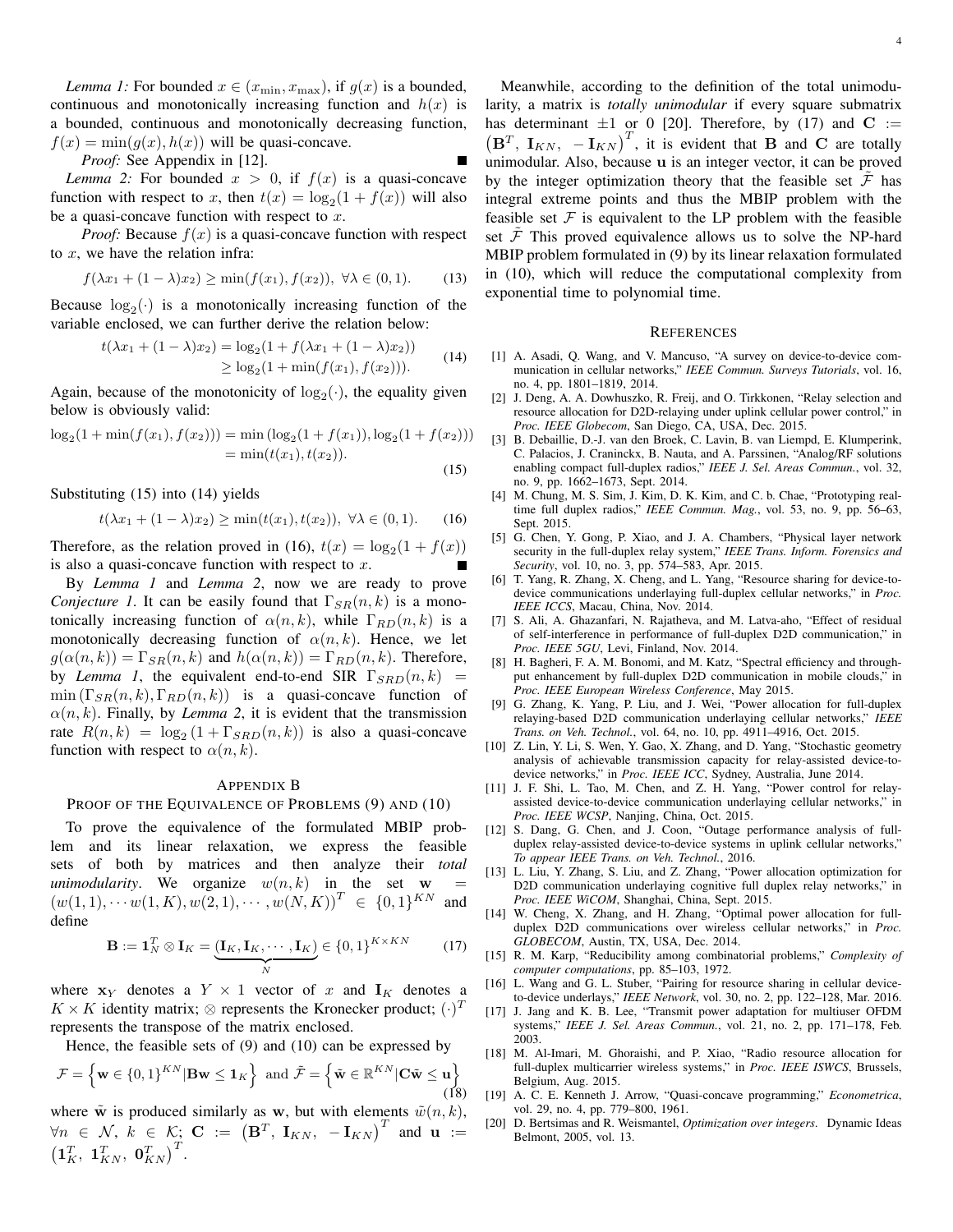*Lemma 1:* For bounded $x \in (x_{\min}, x_{\max})$, if $g(x)$ is a bounded, continuous and monotonically increasing function and $h(x)$ is a bounded, continuous and monotonically decreasing function, $f(x) = \min(g(x), h(x))$ will be quasi-concave.

*Proof:* See Appendix in [12]. ∎

*Lemma 2:* For bounded $x > 0$, if $f(x)$ is a quasi-concave function with respect to $x$, then $t(x) = \log_2(1 + f(x))$ will also be a quasi-concave function with respect to $x$.

*Proof:* Because $f(x)$ is a quasi-concave function with respect to $x$, we have the relation infra:

$$f(\lambda x_1 + (1-\lambda)x_2) \geq \min(f(x_1), f(x_2)),\ \forall \lambda \in (0,1). \tag{13}$$

Because $\log_2(\cdot)$ is a monotonically increasing function of the variable enclosed, we can further derive the relation below:

$$\begin{aligned} t(\lambda x_1 + (1-\lambda)x_2) &= \log_2(1 + f(\lambda x_1 + (1-\lambda)x_2)) \\ &\geq \log_2(1 + \min(f(x_1), f(x_2))). \end{aligned} \tag{14}$$

Again, because of the monotonicity of $\log_2(\cdot)$, the equality given below is obviously valid:

$$\begin{aligned} \log_2(1 + \min(f(x_1), f(x_2))) &= \min\left(\log_2(1 + f(x_1)), \log_2(1 + f(x_2))\right) \\ &= \min(t(x_1), t(x_2)). \end{aligned} \tag{15}$$

Substituting (15) into (14) yields

$$t(\lambda x_1 + (1-\lambda)x_2) \geq \min(t(x_1), t(x_2)),\ \forall \lambda \in (0,1). \tag{16}$$

Therefore, as the relation proved in (16), $t(x) = \log_2(1 + f(x))$ is also a quasi-concave function with respect to $x$. ∎

By *Lemma 1* and *Lemma 2*, now we are ready to prove *Conjecture 1*. It can be easily found that $\Gamma_{SR}(n,k)$ is a monotonically increasing function of $\alpha(n,k)$, while $\Gamma_{RD}(n,k)$ is a monotonically decreasing function of $\alpha(n,k)$. Hence, we let $g(\alpha(n,k)) = \Gamma_{SR}(n,k)$ and $h(\alpha(n,k)) = \Gamma_{RD}(n,k)$. Therefore, by *Lemma 1*, the equivalent end-to-end SIR $\Gamma_{SRD}(n,k) = \min\left(\Gamma_{SR}(n,k), \Gamma_{RD}(n,k)\right)$ is a quasi-concave function of $\alpha(n,k)$. Finally, by *Lemma 2*, it is evident that the transmission rate $R(n,k) = \log_2\left(1 + \Gamma_{SRD}(n,k)\right)$ is also a quasi-concave function with respect to $\alpha(n,k)$.

## Appendix B
### Proof of the Equivalence of Problems (9) and (10)

To prove the equivalence of the formulated MBIP problem and its linear relaxation, we express the feasible sets of both by matrices and then analyze their *total unimodularity*. We organize $w(n,k)$ in the set $\mathbf{w} = \left(w(1,1), \cdots w(1,K), w(2,1), \cdots, w(N,K)\right)^T \in \{0,1\}^{KN}$ and define

$$\mathbf{B} := \mathbf{1}_N^T \otimes \mathbf{I}_K = \underbrace{(\mathbf{I}_K, \mathbf{I}_K, \cdots, \mathbf{I}_K)}_{N} \in \{0,1\}^{K \times KN} \tag{17}$$

where $\mathbf{x}_Y$ denotes a $Y \times 1$ vector of $x$ and $\mathbf{I}_K$ denotes a $K \times K$ identity matrix; $\otimes$ represents the Kronecker product; $(\cdot)^T$ represents the transpose of the matrix enclosed.

Hence, the feasible sets of (9) and (10) can be expressed by

$$\mathcal{F} = \left\{\mathbf{w} \in \{0,1\}^{KN} | \mathbf{B}\mathbf{w} \leq \mathbf{1}_K\right\} \text{ and } \tilde{\mathcal{F}} = \left\{\tilde{\mathbf{w}} \in \mathbb{R}^{KN} | \mathbf{C}\tilde{\mathbf{w}} \leq \mathbf{u}\right\} \tag{18}$$

where $\tilde{\mathbf{w}}$ is produced similarly as $\mathbf{w}$, but with elements $\tilde{w}(n,k)$, $\forall n \in \mathcal{N}$, $k \in \mathcal{K}$; $\mathbf{C} := \left(\mathbf{B}^T,\ \mathbf{I}_{KN},\ -\mathbf{I}_{KN}\right)^T$ and $\mathbf{u} := \left(\mathbf{1}_K^T,\ \mathbf{1}_{KN}^T,\ \mathbf{0}_{KN}^T\right)^T$.

Meanwhile, according to the definition of the total unimodularity, a matrix is *totally unimodular* if every square submatrix has determinant $\pm 1$ or 0 [20]. Therefore, by (17) and $\mathbf{C} := \left(\mathbf{B}^T,\ \mathbf{I}_{KN},\ -\mathbf{I}_{KN}\right)^T$, it is evident that $\mathbf{B}$ and $\mathbf{C}$ are totally unimodular. Also, because $\mathbf{u}$ is an integer vector, it can be proved by the integer optimization theory that the feasible set $\tilde{\mathcal{F}}$ has integral extreme points and thus the MBIP problem with the feasible set $\mathcal{F}$ is equivalent to the LP problem with the feasible set $\tilde{\mathcal{F}}$ This proved equivalence allows us to solve the NP-hard MBIP problem formulated in (9) by its linear relaxation formulated in (10), which will reduce the computational complexity from exponential time to polynomial time.

## References

[1] A. Asadi, Q. Wang, and V. Mancuso, "A survey on device-to-device communication in cellular networks," *IEEE Commun. Surveys Tutorials*, vol. 16, no. 4, pp. 1801–1819, 2014.

[2] J. Deng, A. A. Dowhuszko, R. Freij, and O. Tirkkonen, "Relay selection and resource allocation for D2D-relaying under uplink cellular power control," in *Proc. IEEE Globecom*, San Diego, CA, USA, Dec. 2015.

[3] B. Debaillie, D.-J. van den Broek, C. Lavin, B. van Liempd, E. Klumperink, C. Palacios, J. Craninckx, B. Nauta, and A. Parssinen, "Analog/RF solutions enabling compact full-duplex radios," *IEEE J. Sel. Areas Commun.*, vol. 32, no. 9, pp. 1662–1673, Sept. 2014.

[4] M. Chung, M. S. Sim, J. Kim, D. K. Kim, and C. b. Chae, "Prototyping real-time full duplex radios," *IEEE Commun. Mag.*, vol. 53, no. 9, pp. 56–63, Sept. 2015.

[5] G. Chen, Y. Gong, P. Xiao, and J. A. Chambers, "Physical layer network security in the full-duplex relay system," *IEEE Trans. Inform. Forensics and Security*, vol. 10, no. 3, pp. 574–583, Apr. 2015.

[6] T. Yang, R. Zhang, X. Cheng, and L. Yang, "Resource sharing for device-to-device communications underlaying full-duplex cellular networks," in *Proc. IEEE ICCS*, Macau, China, Nov. 2014.

[7] S. Ali, A. Ghazanfari, N. Rajatheva, and M. Latva-aho, "Effect of residual of self-interference in performance of full-duplex D2D communication," in *Proc. IEEE 5GU*, Levi, Finland, Nov. 2014.

[8] H. Bagheri, F. A. M. Bonomi, and M. Katz, "Spectral efficiency and throughput enhancement by full-duplex D2D communication in mobile clouds," in *Proc. IEEE European Wireless Conference*, May 2015.

[9] G. Zhang, K. Yang, P. Liu, and J. Wei, "Power allocation for full-duplex relaying-based D2D communication underlaying cellular networks," *IEEE Trans. on Veh. Technol.*, vol. 64, no. 10, pp. 4911–4916, Oct. 2015.

[10] Z. Lin, Y. Li, S. Wen, Y. Gao, X. Zhang, and D. Yang, "Stochastic geometry analysis of achievable transmission capacity for relay-assisted device-to-device networks," in *Proc. IEEE ICC*, Sydney, Australia, June 2014.

[11] J. F. Shi, L. Tao, M. Chen, and Z. H. Yang, "Power control for relay-assisted device-to-device communication underlaying cellular networks," in *Proc. IEEE WCSP*, Nanjing, China, Oct. 2015.

[12] S. Dang, G. Chen, and J. Coon, "Outage performance analysis of full-duplex relay-assisted device-to-device systems in uplink cellular networks," *To appear IEEE Trans. on Veh. Technol.*, 2016.

[13] L. Liu, Y. Zhang, S. Liu, and Z. Zhang, "Power allocation optimization for D2D communication underlaying cognitive full duplex relay networks," in *Proc. IEEE WiCOM*, Shanghai, China, Sept. 2015.

[14] W. Cheng, X. Zhang, and H. Zhang, "Optimal power allocation for full-duplex D2D communications over wireless cellular networks," in *Proc. GLOBECOM*, Austin, TX, USA, Dec. 2014.

[15] R. M. Karp, "Reducibility among combinatorial problems," *Complexity of computer computations*, pp. 85–103, 1972.

[16] L. Wang and G. L. Stuber, "Pairing for resource sharing in cellular device-to-device underlays," *IEEE Network*, vol. 30, no. 2, pp. 122–128, Mar. 2016.

[17] J. Jang and K. B. Lee, "Transmit power adaptation for multiuser OFDM systems," *IEEE J. Sel. Areas Commun.*, vol. 21, no. 2, pp. 171–178, Feb. 2003.

[18] M. Al-Imari, M. Ghoraishi, and P. Xiao, "Radio resource allocation for full-duplex multicarrier wireless systems," in *Proc. IEEE ISWCS*, Brussels, Belgium, Aug. 2015.

[19] A. C. E. Kenneth J. Arrow, "Quasi-concave programming," *Econometrica*, vol. 29, no. 4, pp. 779–800, 1961.

[20] D. Bertsimas and R. Weismantel, *Optimization over integers*. Dynamic Ideas Belmont, 2005, vol. 13.